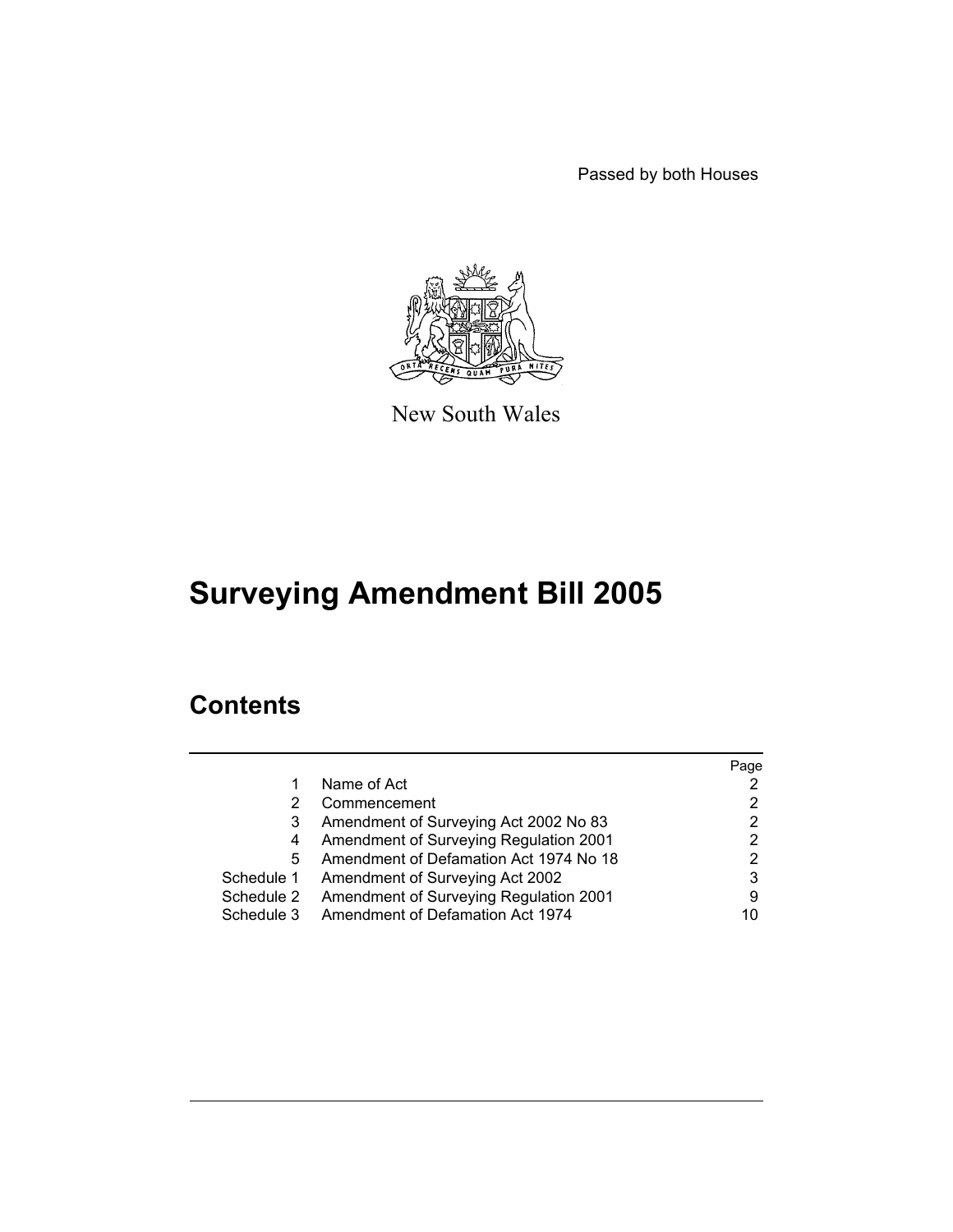Passed by both Houses

New South Wales

# Surveying Amendment Bill 2005

## Contents

| | | Page |
|---|---|---|
| 1 | Name of Act | 2 |
| 2 | Commencement | 2 |
| 3 | Amendment of Surveying Act 2002 No 83 | 2 |
| 4 | Amendment of Surveying Regulation 2001 | 2 |
| 5 | Amendment of Defamation Act 1974 No 18 | 2 |
| Schedule 1 | Amendment of Surveying Act 2002 | 3 |
| Schedule 2 | Amendment of Surveying Regulation 2001 | 9 |
| Schedule 3 | Amendment of Defamation Act 1974 | 10 |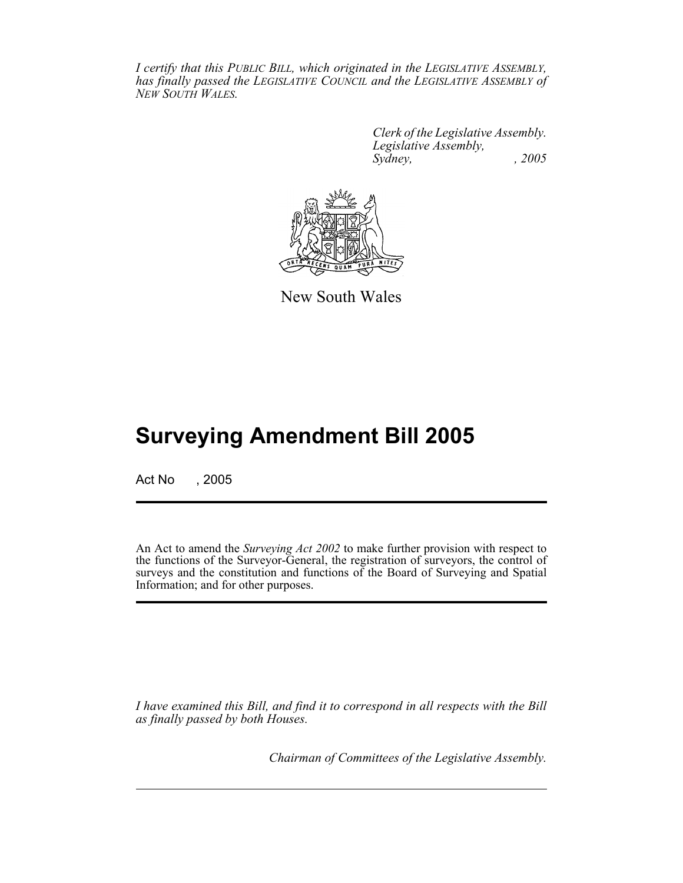*I certify that this PUBLIC BILL, which originated in the LEGISLATIVE ASSEMBLY, has finally passed the LEGISLATIVE COUNCIL and the LEGISLATIVE ASSEMBLY of NEW SOUTH WALES.*

*Clerk of the Legislative Assembly.*
*Legislative Assembly,*
*Sydney, , 2005*

New South Wales

# Surveying Amendment Bill 2005

Act No , 2005

An Act to amend the *Surveying Act 2002* to make further provision with respect to the functions of the Surveyor-General, the registration of surveyors, the control of surveys and the constitution and functions of the Board of Surveying and Spatial Information; and for other purposes.

*I have examined this Bill, and find it to correspond in all respects with the Bill as finally passed by both Houses.*

*Chairman of Committees of the Legislative Assembly.*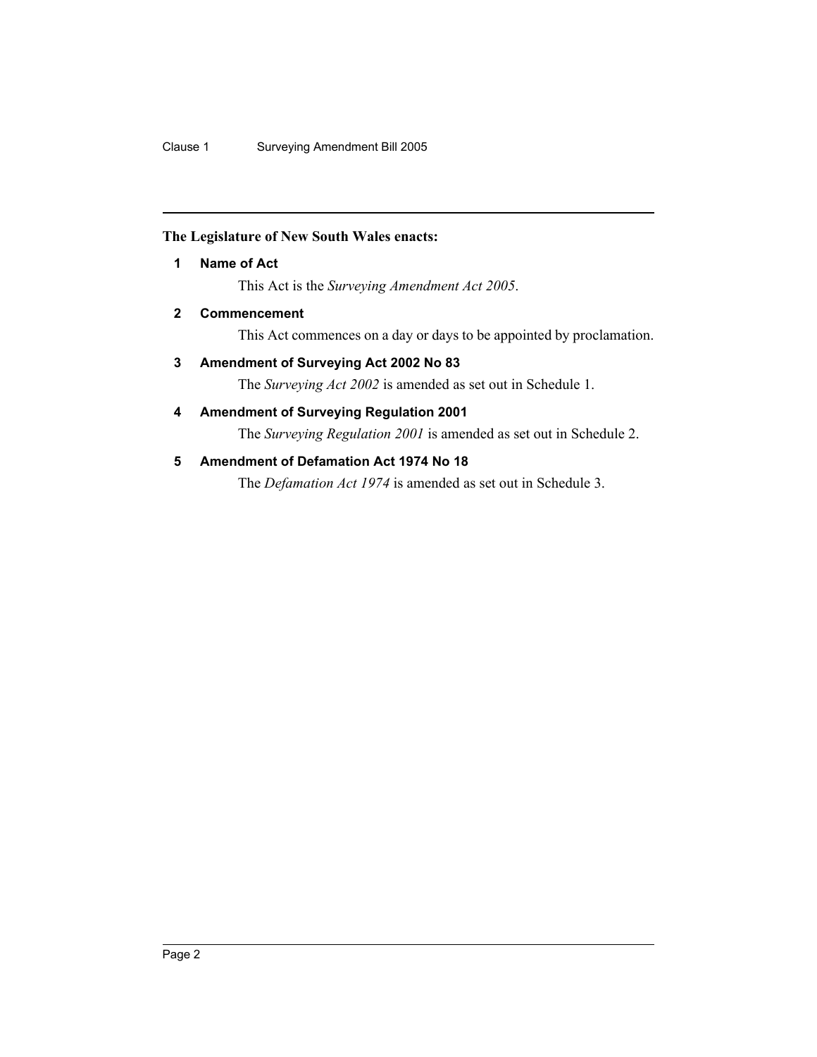**The Legislature of New South Wales enacts:**

## 1 Name of Act

This Act is the *Surveying Amendment Act 2005*.

## 2 Commencement

This Act commences on a day or days to be appointed by proclamation.

## 3 Amendment of Surveying Act 2002 No 83

The *Surveying Act 2002* is amended as set out in Schedule 1.

## 4 Amendment of Surveying Regulation 2001

The *Surveying Regulation 2001* is amended as set out in Schedule 2.

## 5 Amendment of Defamation Act 1974 No 18

The *Defamation Act 1974* is amended as set out in Schedule 3.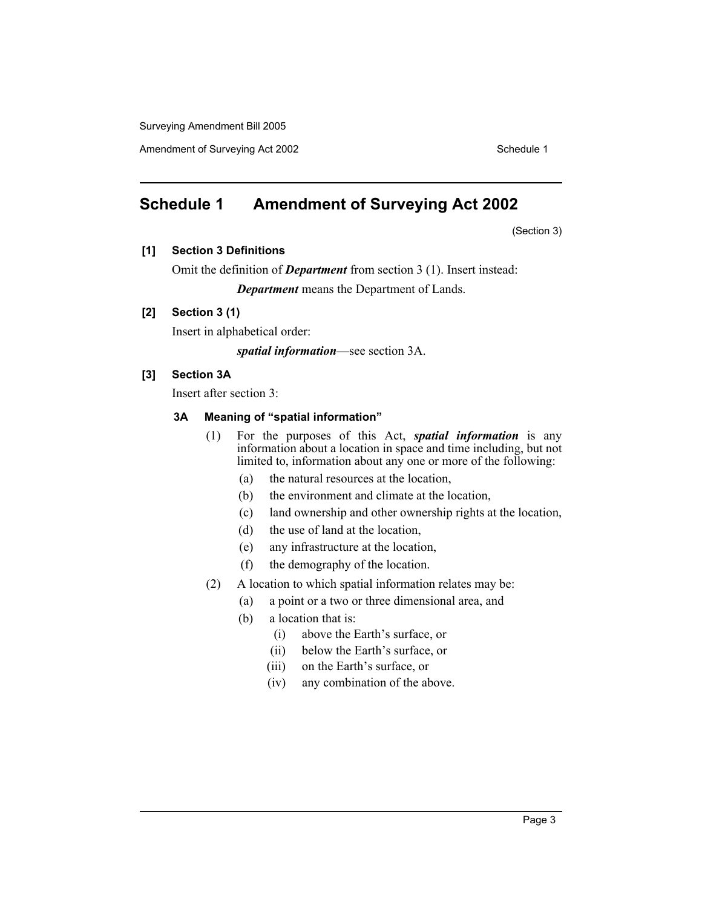# Schedule 1 Amendment of Surveying Act 2002

(Section 3)

**[1] Section 3 Definitions**

Omit the definition of ***Department*** from section 3 (1). Insert instead:

> ***Department*** means the Department of Lands.

**[2] Section 3 (1)**

Insert in alphabetical order:

> ***spatial information***—see section 3A.

**[3] Section 3A**

Insert after section 3:

**3A Meaning of "spatial information"**

(1) For the purposes of this Act, ***spatial information*** is any information about a location in space and time including, but not limited to, information about any one or more of the following:

- (a) the natural resources at the location,
- (b) the environment and climate at the location,
- (c) land ownership and other ownership rights at the location,
- (d) the use of land at the location,
- (e) any infrastructure at the location,
- (f) the demography of the location.

(2) A location to which spatial information relates may be:

- (a) a point or a two or three dimensional area, and
- (b) a location that is:
  - (i) above the Earth's surface, or
  - (ii) below the Earth's surface, or
  - (iii) on the Earth's surface, or
  - (iv) any combination of the above.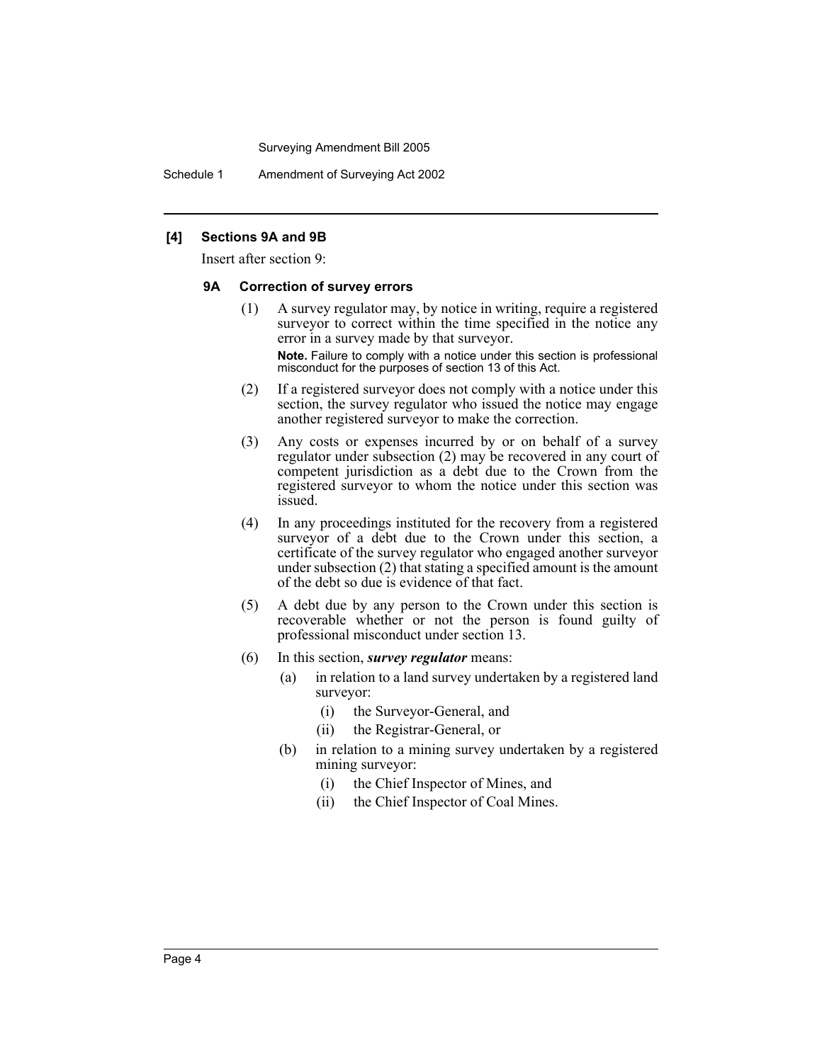**[4] Sections 9A and 9B**

Insert after section 9:

**9A Correction of survey errors**

(1) A survey regulator may, by notice in writing, require a registered surveyor to correct within the time specified in the notice any error in a survey made by that surveyor.

**Note.** Failure to comply with a notice under this section is professional misconduct for the purposes of section 13 of this Act.

(2) If a registered surveyor does not comply with a notice under this section, the survey regulator who issued the notice may engage another registered surveyor to make the correction.

(3) Any costs or expenses incurred by or on behalf of a survey regulator under subsection (2) may be recovered in any court of competent jurisdiction as a debt due to the Crown from the registered surveyor to whom the notice under this section was issued.

(4) In any proceedings instituted for the recovery from a registered surveyor of a debt due to the Crown under this section, a certificate of the survey regulator who engaged another surveyor under subsection (2) that stating a specified amount is the amount of the debt so due is evidence of that fact.

(5) A debt due by any person to the Crown under this section is recoverable whether or not the person is found guilty of professional misconduct under section 13.

(6) In this section, ***survey regulator*** means:

- (a) in relation to a land survey undertaken by a registered land surveyor:
  - (i) the Surveyor-General, and
  - (ii) the Registrar-General, or
- (b) in relation to a mining survey undertaken by a registered mining surveyor:
  - (i) the Chief Inspector of Mines, and
  - (ii) the Chief Inspector of Coal Mines.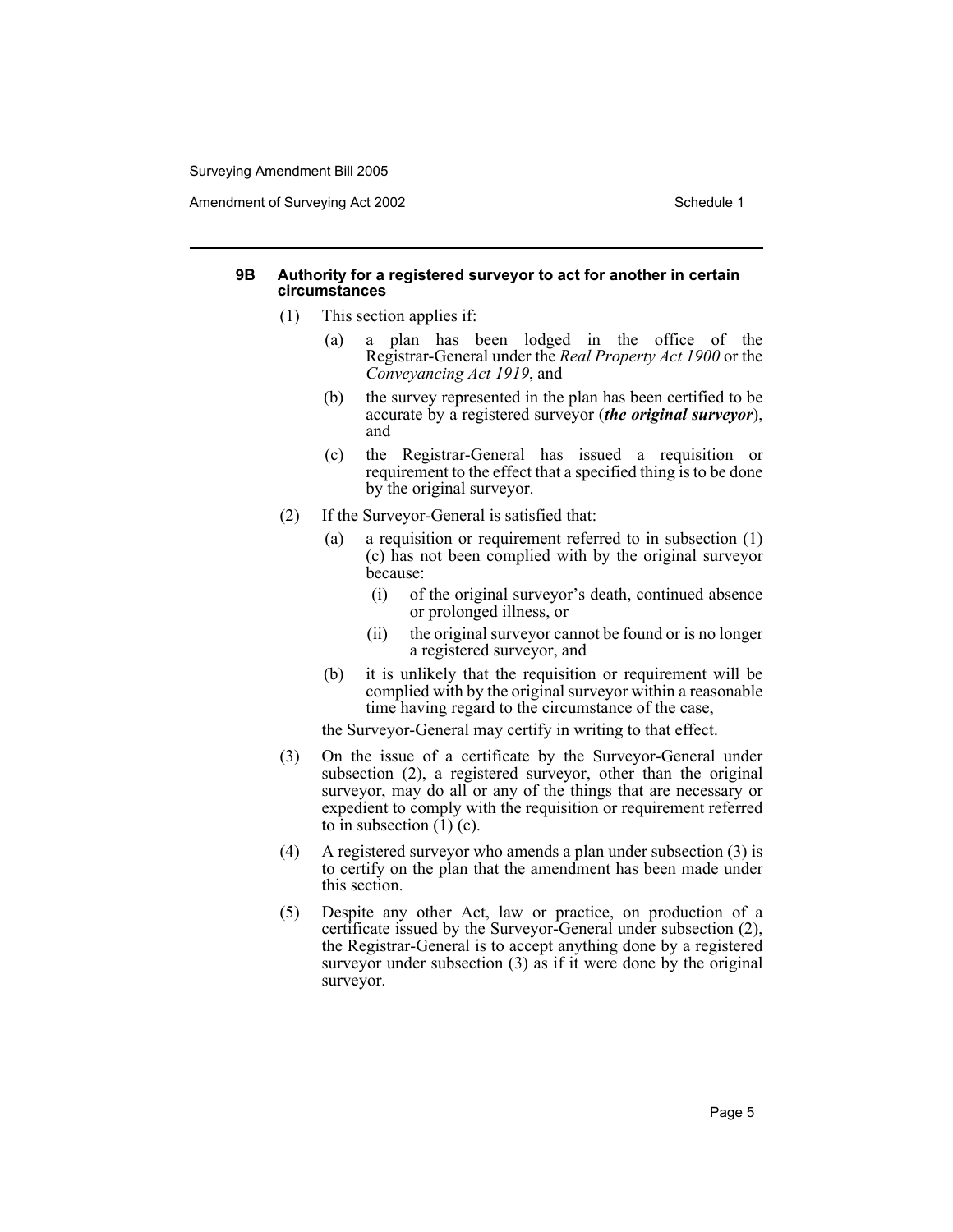#### 9B Authority for a registered surveyor to act for another in certain circumstances

(1) This section applies if:

(a) a plan has been lodged in the office of the Registrar-General under the *Real Property Act 1900* or the *Conveyancing Act 1919*, and

(b) the survey represented in the plan has been certified to be accurate by a registered surveyor (***the original surveyor***), and

(c) the Registrar-General has issued a requisition or requirement to the effect that a specified thing is to be done by the original surveyor.

(2) If the Surveyor-General is satisfied that:

(a) a requisition or requirement referred to in subsection (1) (c) has not been complied with by the original surveyor because:

(i) of the original surveyor's death, continued absence or prolonged illness, or

(ii) the original surveyor cannot be found or is no longer a registered surveyor, and

(b) it is unlikely that the requisition or requirement will be complied with by the original surveyor within a reasonable time having regard to the circumstance of the case,

the Surveyor-General may certify in writing to that effect.

(3) On the issue of a certificate by the Surveyor-General under subsection (2), a registered surveyor, other than the original surveyor, may do all or any of the things that are necessary or expedient to comply with the requisition or requirement referred to in subsection (1) (c).

(4) A registered surveyor who amends a plan under subsection (3) is to certify on the plan that the amendment has been made under this section.

(5) Despite any other Act, law or practice, on production of a certificate issued by the Surveyor-General under subsection (2), the Registrar-General is to accept anything done by a registered surveyor under subsection (3) as if it were done by the original surveyor.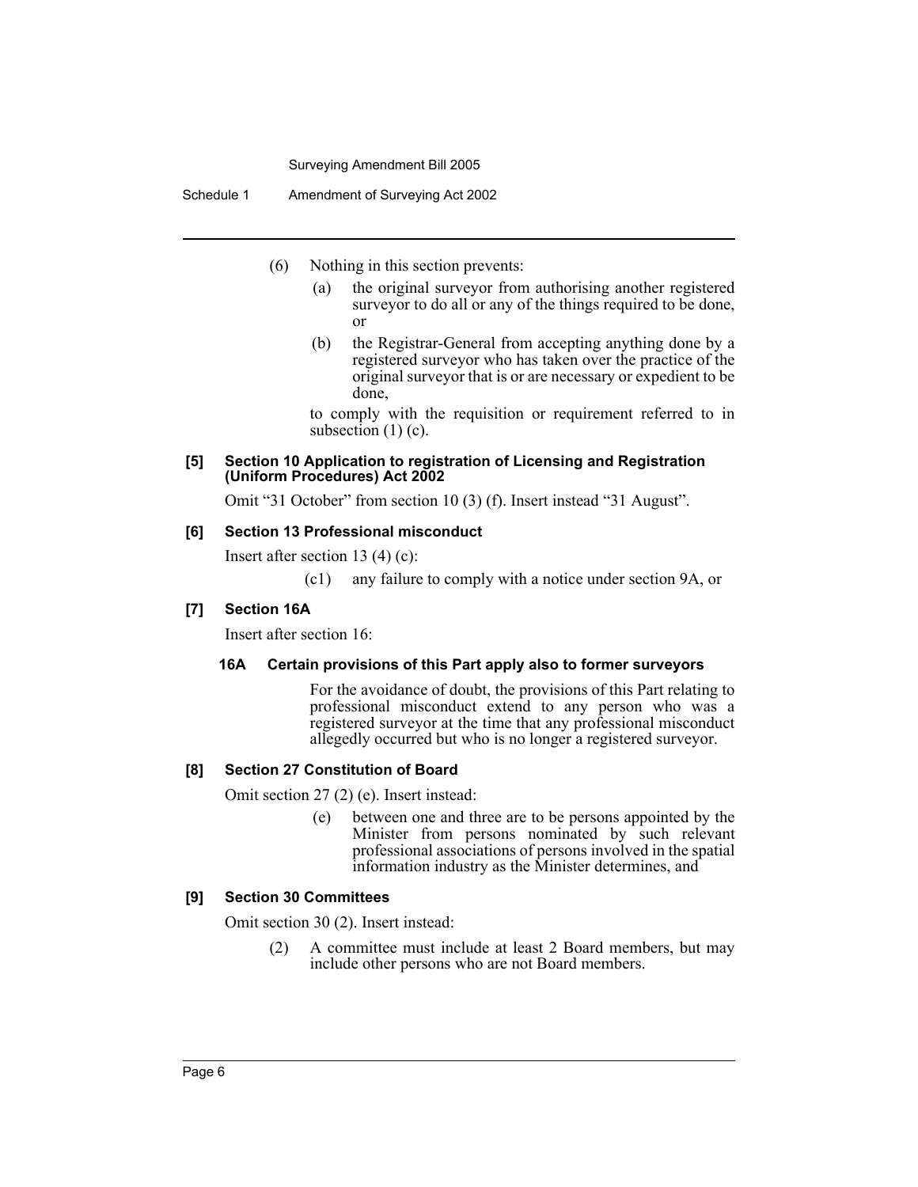(6) Nothing in this section prevents:

(a) the original surveyor from authorising another registered surveyor to do all or any of the things required to be done, or

(b) the Registrar-General from accepting anything done by a registered surveyor who has taken over the practice of the original surveyor that is or are necessary or expedient to be done,

to comply with the requisition or requirement referred to in subsection (1) (c).

#### [5] Section 10 Application to registration of Licensing and Registration (Uniform Procedures) Act 2002

Omit "31 October" from section 10 (3) (f). Insert instead "31 August".

#### [6] Section 13 Professional misconduct

Insert after section 13 (4) (c):

(c1) any failure to comply with a notice under section 9A, or

#### [7] Section 16A

Insert after section 16:

##### 16A Certain provisions of this Part apply also to former surveyors

For the avoidance of doubt, the provisions of this Part relating to professional misconduct extend to any person who was a registered surveyor at the time that any professional misconduct allegedly occurred but who is no longer a registered surveyor.

#### [8] Section 27 Constitution of Board

Omit section 27 (2) (e). Insert instead:

(e) between one and three are to be persons appointed by the Minister from persons nominated by such relevant professional associations of persons involved in the spatial information industry as the Minister determines, and

#### [9] Section 30 Committees

Omit section 30 (2). Insert instead:

(2) A committee must include at least 2 Board members, but may include other persons who are not Board members.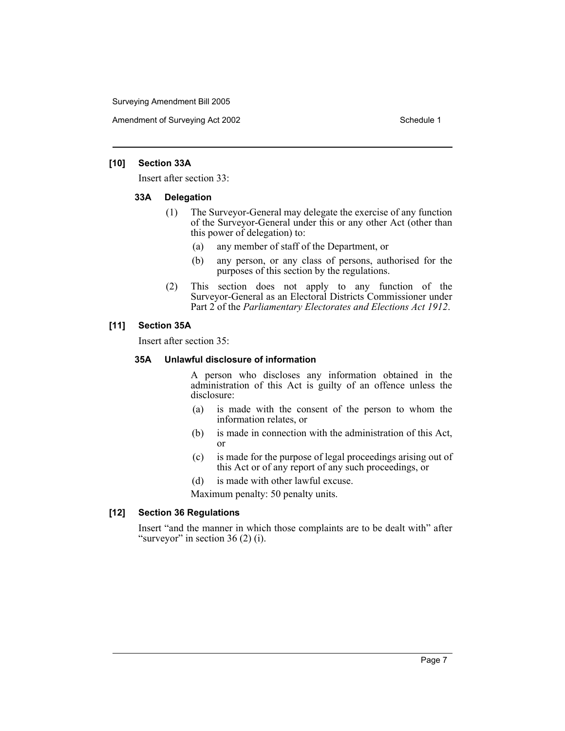### [10] Section 33A

Insert after section 33:

#### 33A Delegation

(1) The Surveyor-General may delegate the exercise of any function of the Surveyor-General under this or any other Act (other than this power of delegation) to:

- (a) any member of staff of the Department, or
- (b) any person, or any class of persons, authorised for the purposes of this section by the regulations.

(2) This section does not apply to any function of the Surveyor-General as an Electoral Districts Commissioner under Part 2 of the *Parliamentary Electorates and Elections Act 1912*.

### [11] Section 35A

Insert after section 35:

#### 35A Unlawful disclosure of information

A person who discloses any information obtained in the administration of this Act is guilty of an offence unless the disclosure:

- (a) is made with the consent of the person to whom the information relates, or
- (b) is made in connection with the administration of this Act, or
- (c) is made for the purpose of legal proceedings arising out of this Act or of any report of any such proceedings, or
- (d) is made with other lawful excuse.

Maximum penalty: 50 penalty units.

### [12] Section 36 Regulations

Insert "and the manner in which those complaints are to be dealt with" after "surveyor" in section 36 (2) (i).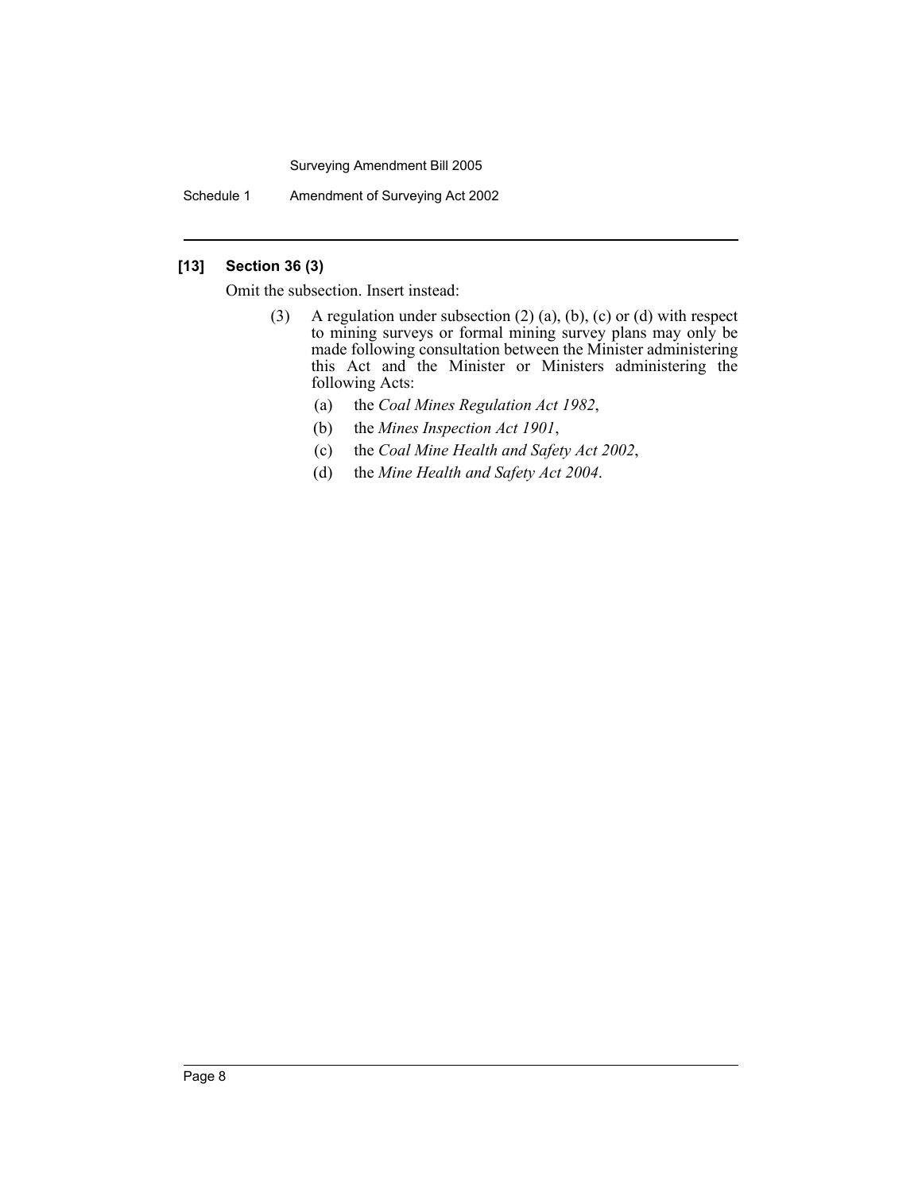### [13] Section 36 (3)

Omit the subsection. Insert instead:

(3) A regulation under subsection (2) (a), (b), (c) or (d) with respect to mining surveys or formal mining survey plans may only be made following consultation between the Minister administering this Act and the Minister or Ministers administering the following Acts:

- (a) the *Coal Mines Regulation Act 1982*,
- (b) the *Mines Inspection Act 1901*,
- (c) the *Coal Mine Health and Safety Act 2002*,
- (d) the *Mine Health and Safety Act 2004*.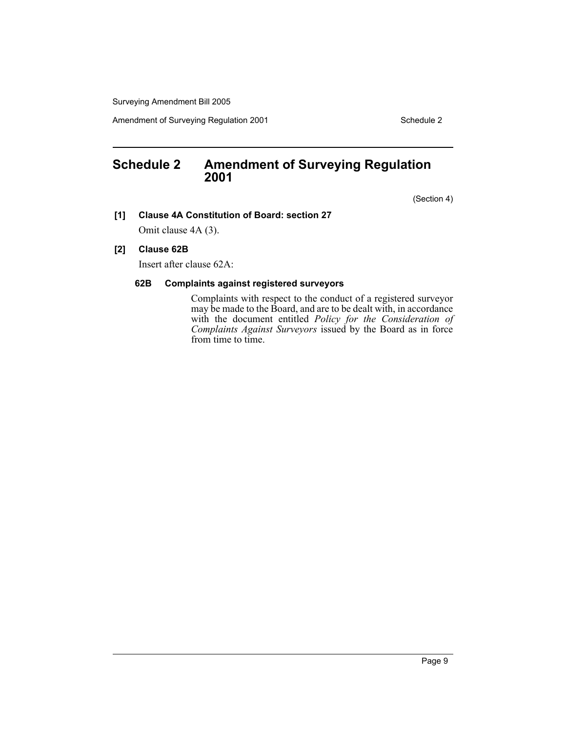# Schedule 2 Amendment of Surveying Regulation 2001

(Section 4)

**[1] Clause 4A Constitution of Board: section 27**

Omit clause 4A (3).

**[2] Clause 62B**

Insert after clause 62A:

**62B Complaints against registered surveyors**

Complaints with respect to the conduct of a registered surveyor may be made to the Board, and are to be dealt with, in accordance with the document entitled *Policy for the Consideration of Complaints Against Surveyors* issued by the Board as in force from time to time.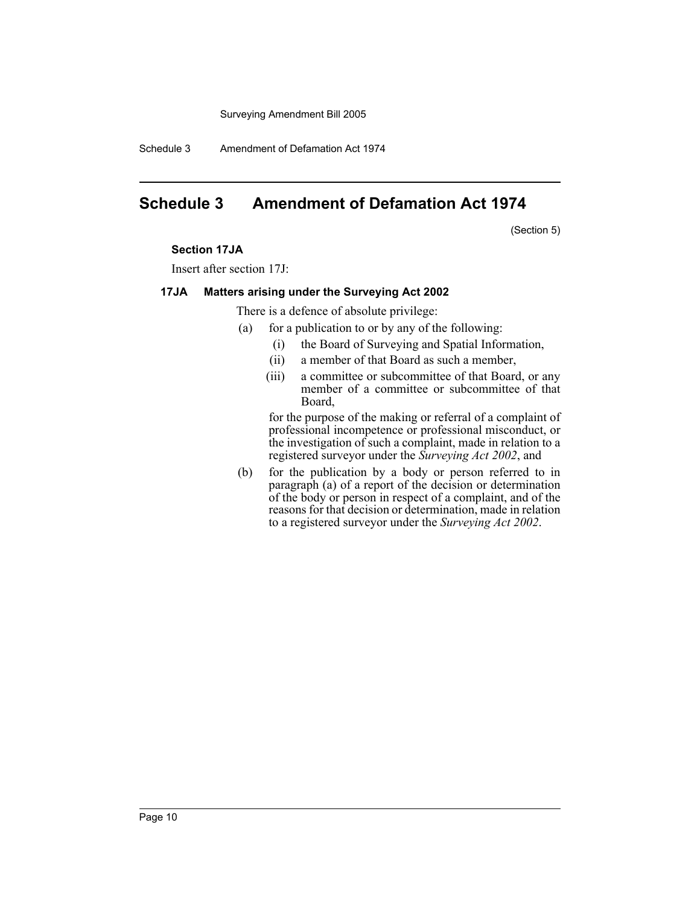# Schedule 3 Amendment of Defamation Act 1974

(Section 5)

**Section 17JA**

Insert after section 17J:

**17JA Matters arising under the Surveying Act 2002**

There is a defence of absolute privilege:

(a) for a publication to or by any of the following:

  (i) the Board of Surveying and Spatial Information,

  (ii) a member of that Board as such a member,

  (iii) a committee or subcommittee of that Board, or any member of a committee or subcommittee of that Board,

  for the purpose of the making or referral of a complaint of professional incompetence or professional misconduct, or the investigation of such a complaint, made in relation to a registered surveyor under the *Surveying Act 2002*, and

(b) for the publication by a body or person referred to in paragraph (a) of a report of the decision or determination of the body or person in respect of a complaint, and of the reasons for that decision or determination, made in relation to a registered surveyor under the *Surveying Act 2002*.